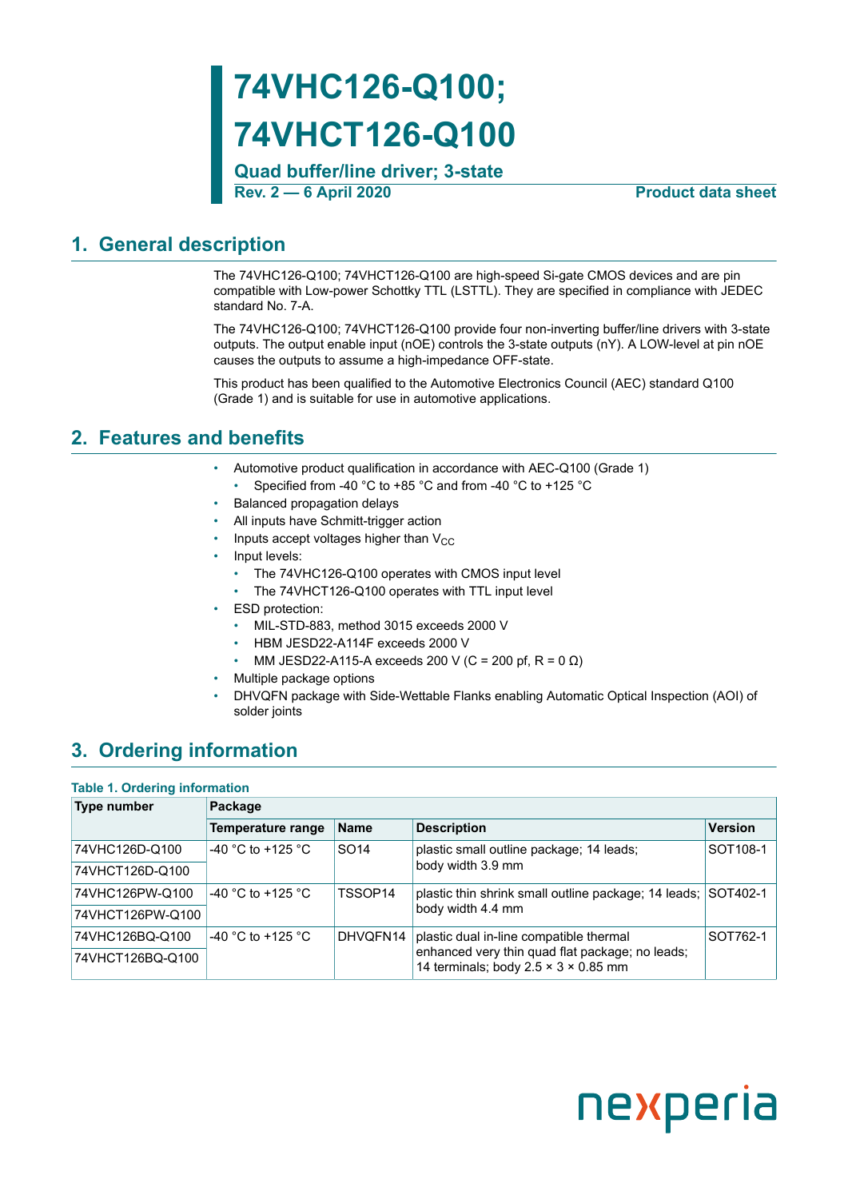# 74VHC126-Q100; 74VHCT126-Q100

**Quad buffer/line driver; 3-state**

**Rev. 2 — 6 April 2020** **Product data sheet**

## 1. General description

The 74VHC126-Q100; 74VHCT126-Q100 are high-speed Si-gate CMOS devices and are pin compatible with Low-power Schottky TTL (LSTTL). They are specified in compliance with JEDEC standard No. 7-A.

The 74VHC126-Q100; 74VHCT126-Q100 provide four non-inverting buffer/line drivers with 3-state outputs. The output enable input (nOE) controls the 3-state outputs (nY). A LOW-level at pin nOE causes the outputs to assume a high-impedance OFF-state.

This product has been qualified to the Automotive Electronics Council (AEC) standard Q100 (Grade 1) and is suitable for use in automotive applications.

## 2. Features and benefits

- Automotive product qualification in accordance with AEC-Q100 (Grade 1)
  - Specified from -40 °C to +85 °C and from -40 °C to +125 °C
- Balanced propagation delays
- All inputs have Schmitt-trigger action
- Inputs accept voltages higher than $V_{CC}$
- Input levels:
  - The 74VHC126-Q100 operates with CMOS input level
  - The 74VHCT126-Q100 operates with TTL input level
- ESD protection:
  - MIL-STD-883, method 3015 exceeds 2000 V
  - HBM JESD22-A114F exceeds 2000 V
  - MM JESD22-A115-A exceeds 200 V (C = 200 pf, R = 0 Ω)
- Multiple package options
- DHVQFN package with Side-Wettable Flanks enabling Automatic Optical Inspection (AOI) of solder joints

## 3. Ordering information

**Table 1. Ordering information**

| Type number | Package | | | |
|---|---|---|---|---|
| | Temperature range | Name | Description | Version |
| 74VHC126D-Q100 | -40 °C to +125 °C | SO14 | plastic small outline package; 14 leads; body width 3.9 mm | SOT108-1 |
| 74VHCT126D-Q100 | | | | |
| 74VHC126PW-Q100 | -40 °C to +125 °C | TSSOP14 | plastic thin shrink small outline package; 14 leads; body width 4.4 mm | SOT402-1 |
| 74VHCT126PW-Q100 | | | | |
| 74VHC126BQ-Q100 | -40 °C to +125 °C | DHVQFN14 | plastic dual in-line compatible thermal enhanced very thin quad flat package; no leads; 14 terminals; body 2.5 × 3 × 0.85 mm | SOT762-1 |
| 74VHCT126BQ-Q100 | | | | |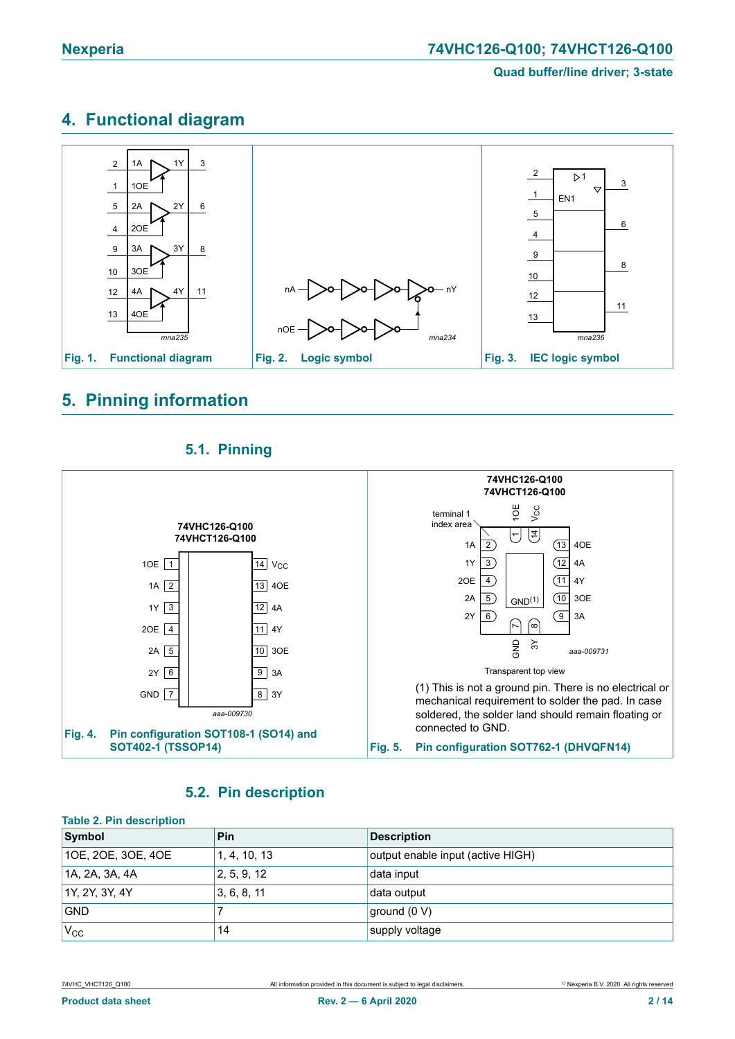## 4. Functional diagram

Fig. 1. Functional diagram

Fig. 2. Logic symbol

Fig. 3. IEC logic symbol

## 5. Pinning information

### 5.1. Pinning

Fig. 4. Pin configuration SOT108-1 (SO14) and SOT402-1 (TSSOP14)

(1) This is not a ground pin. There is no electrical or mechanical requirement to solder the pad. In case soldered, the solder land should remain floating or connected to GND.

Fig. 5. Pin configuration SOT762-1 (DHVQFN14)

### 5.2. Pin description

**Table 2. Pin description**

| Symbol | Pin | Description |
|---|---|---|
| 1OE, 2OE, 3OE, 4OE | 1, 4, 10, 13 | output enable input (active HIGH) |
| 1A, 2A, 3A, 4A | 2, 5, 9, 12 | data input |
| 1Y, 2Y, 3Y, 4Y | 3, 6, 8, 11 | data output |
| GND | 7 | ground (0 V) |
| $V_{CC}$ | 14 | supply voltage |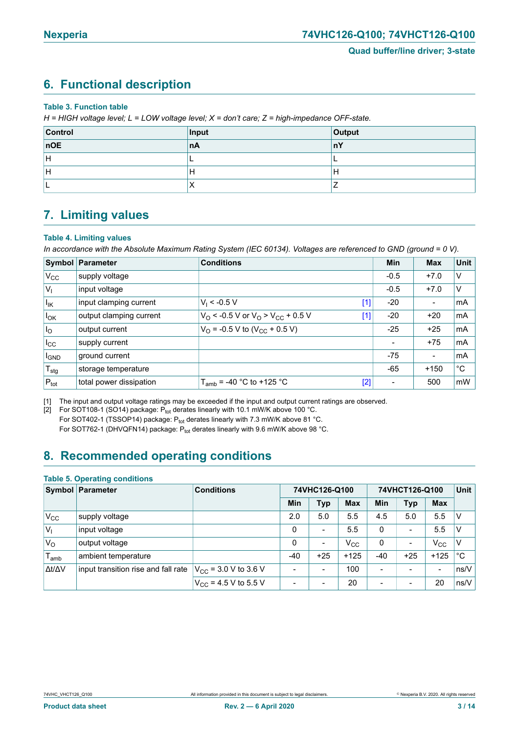## 6. Functional description

**Table 3. Function table**

*H = HIGH voltage level; L = LOW voltage level; X = don't care; Z = high-impedance OFF-state.*

| Control | Input | Output |
|---|---|---|
| **nOE** | **nA** | **nY** |
| H | L | L |
| H | H | H |
| L | X | Z |

## 7. Limiting values

**Table 4. Limiting values**

*In accordance with the Absolute Maximum Rating System (IEC 60134). Voltages are referenced to GND (ground = 0 V).*

| Symbol | Parameter | Conditions | | Min | Max | Unit |
|---|---|---|---|---|---|---|
| $V_{CC}$ | supply voltage | | | -0.5 | +7.0 | V |
| $V_I$ | input voltage | | | -0.5 | +7.0 | V |
| $I_{IK}$ | input clamping current | $V_I$ < -0.5 V | [1] | -20 | - | mA |
| $I_{OK}$ | output clamping current | $V_O$ < -0.5 V or $V_O$ > $V_{CC}$ + 0.5 V | [1] | -20 | +20 | mA |
| $I_O$ | output current | $V_O$ = -0.5 V to ($V_{CC}$ + 0.5 V) | | -25 | +25 | mA |
| $I_{CC}$ | supply current | | | - | +75 | mA |
| $I_{GND}$ | ground current | | | -75 | - | mA |
| $T_{stg}$ | storage temperature | | | -65 | +150 | °C |
| $P_{tot}$ | total power dissipation | $T_{amb}$ = -40 °C to +125 °C | [2] | - | 500 | mW |

[1] The input and output voltage ratings may be exceeded if the input and output current ratings are observed.

[2] For SOT108-1 (SO14) package: $P_{tot}$ derates linearly with 10.1 mW/K above 100 °C.
For SOT402-1 (TSSOP14) package: $P_{tot}$ derates linearly with 7.3 mW/K above 81 °C.
For SOT762-1 (DHVQFN14) package: $P_{tot}$ derates linearly with 9.6 mW/K above 98 °C.

## 8. Recommended operating conditions

**Table 5. Operating conditions**

| Symbol | Parameter | Conditions | 74VHC126-Q100 | | | 74VHCT126-Q100 | | | Unit |
|---|---|---|---|---|---|---|---|---|---|
| | | | Min | Typ | Max | Min | Typ | Max | |
| $V_{CC}$ | supply voltage | | 2.0 | 5.0 | 5.5 | 4.5 | 5.0 | 5.5 | V |
| $V_I$ | input voltage | | 0 | - | 5.5 | 0 | - | 5.5 | V |
| $V_O$ | output voltage | | 0 | - | $V_{CC}$ | 0 | - | $V_{CC}$ | V |
| $T_{amb}$ | ambient temperature | | -40 | +25 | +125 | -40 | +25 | +125 | °C |
| $\Delta t/\Delta V$ | input transition rise and fall rate | $V_{CC}$ = 3.0 V to 3.6 V | - | - | 100 | - | - | - | ns/V |
| | | $V_{CC}$ = 4.5 V to 5.5 V | - | - | 20 | - | - | 20 | ns/V |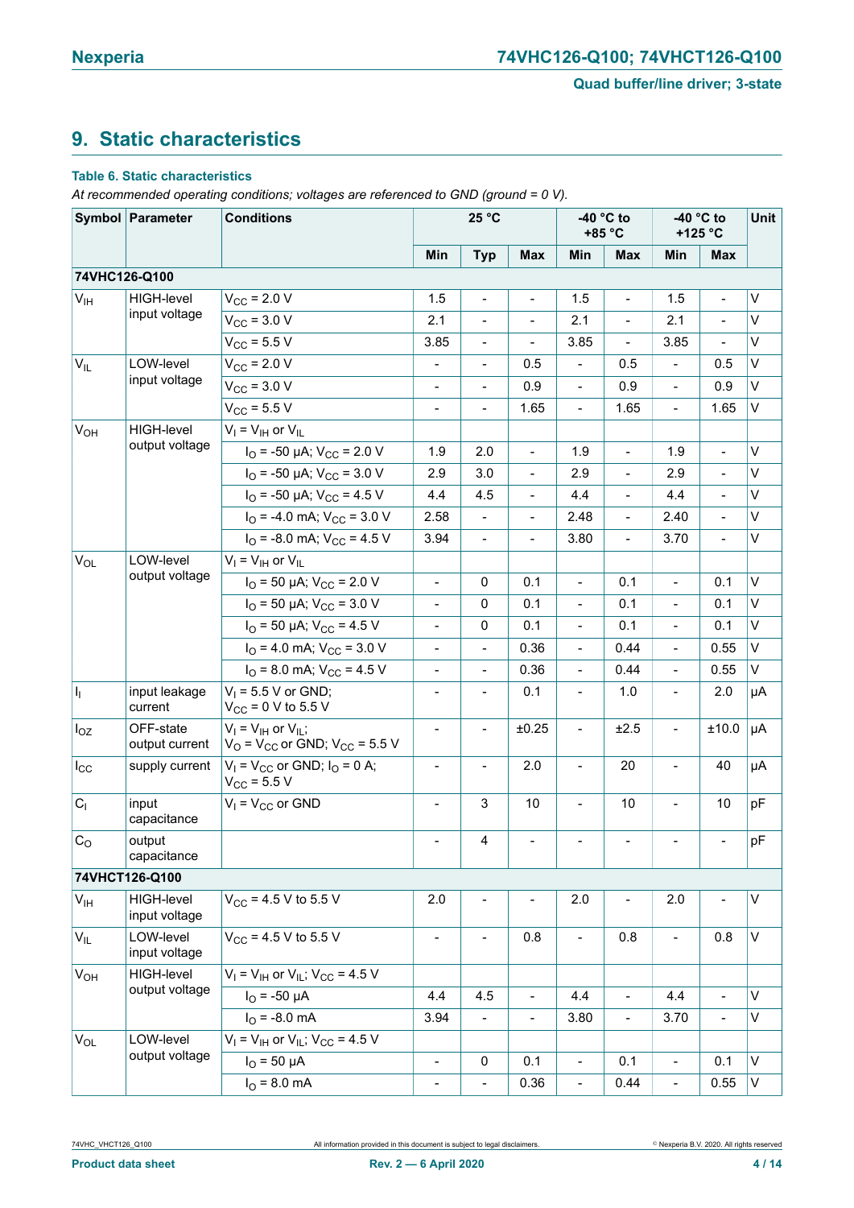## 9. Static characteristics

**Table 6. Static characteristics**

*At recommended operating conditions; voltages are referenced to GND (ground = 0 V).*

| Symbol | Parameter | Conditions | 25 °C | | | -40 °C to +85 °C | | -40 °C to +125 °C | | Unit |
|---|---|---|---|---|---|---|---|---|---|---|
| | | | Min | Typ | Max | Min | Max | Min | Max | |
| **74VHC126-Q100** | | | | | | | | | | |
| $V_{IH}$ | HIGH-level input voltage | $V_{CC}$ = 2.0 V | 1.5 | - | - | 1.5 | - | 1.5 | - | V |
| | | $V_{CC}$ = 3.0 V | 2.1 | - | - | 2.1 | - | 2.1 | - | V |
| | | $V_{CC}$ = 5.5 V | 3.85 | - | - | 3.85 | - | 3.85 | - | V |
| $V_{IL}$ | LOW-level input voltage | $V_{CC}$ = 2.0 V | - | - | 0.5 | - | 0.5 | - | 0.5 | V |
| | | $V_{CC}$ = 3.0 V | - | - | 0.9 | - | 0.9 | - | 0.9 | V |
| | | $V_{CC}$ = 5.5 V | - | - | 1.65 | - | 1.65 | - | 1.65 | V |
| $V_{OH}$ | HIGH-level output voltage | $V_I$ = $V_{IH}$ or $V_{IL}$ | | | | | | | | |
| | | $I_O$ = -50 μA; $V_{CC}$ = 2.0 V | 1.9 | 2.0 | - | 1.9 | - | 1.9 | - | V |
| | | $I_O$ = -50 μA; $V_{CC}$ = 3.0 V | 2.9 | 3.0 | - | 2.9 | - | 2.9 | - | V |
| | | $I_O$ = -50 μA; $V_{CC}$ = 4.5 V | 4.4 | 4.5 | - | 4.4 | - | 4.4 | - | V |
| | | $I_O$ = -4.0 mA; $V_{CC}$ = 3.0 V | 2.58 | - | - | 2.48 | - | 2.40 | - | V |
| | | $I_O$ = -8.0 mA; $V_{CC}$ = 4.5 V | 3.94 | - | - | 3.80 | - | 3.70 | - | V |
| $V_{OL}$ | LOW-level output voltage | $V_I$ = $V_{IH}$ or $V_{IL}$ | | | | | | | | |
| | | $I_O$ = 50 μA; $V_{CC}$ = 2.0 V | - | 0 | 0.1 | - | 0.1 | - | 0.1 | V |
| | | $I_O$ = 50 μA; $V_{CC}$ = 3.0 V | - | 0 | 0.1 | - | 0.1 | - | 0.1 | V |
| | | $I_O$ = 50 μA; $V_{CC}$ = 4.5 V | - | 0 | 0.1 | - | 0.1 | - | 0.1 | V |
| | | $I_O$ = 4.0 mA; $V_{CC}$ = 3.0 V | - | - | 0.36 | - | 0.44 | - | 0.55 | V |
| | | $I_O$ = 8.0 mA; $V_{CC}$ = 4.5 V | - | - | 0.36 | - | 0.44 | - | 0.55 | V |
| $I_I$ | input leakage current | $V_I$ = 5.5 V or GND; $V_{CC}$ = 0 V to 5.5 V | - | - | 0.1 | - | 1.0 | - | 2.0 | μA |
| $I_{OZ}$ | OFF-state output current | $V_I$ = $V_{IH}$ or $V_{IL}$; $V_O$ = $V_{CC}$ or GND; $V_{CC}$ = 5.5 V | - | - | ±0.25 | - | ±2.5 | - | ±10.0 | μA |
| $I_{CC}$ | supply current | $V_I$ = $V_{CC}$ or GND; $I_O$ = 0 A; $V_{CC}$ = 5.5 V | - | - | 2.0 | - | 20 | - | 40 | μA |
| $C_I$ | input capacitance | $V_I$ = $V_{CC}$ or GND | - | 3 | 10 | - | 10 | - | 10 | pF |
| $C_O$ | output capacitance | | - | 4 | - | - | - | - | - | pF |
| **74VHCT126-Q100** | | | | | | | | | | |
| $V_{IH}$ | HIGH-level input voltage | $V_{CC}$ = 4.5 V to 5.5 V | 2.0 | - | - | 2.0 | - | 2.0 | - | V |
| $V_{IL}$ | LOW-level input voltage | $V_{CC}$ = 4.5 V to 5.5 V | - | - | 0.8 | - | 0.8 | - | 0.8 | V |
| $V_{OH}$ | HIGH-level output voltage | $V_I$ = $V_{IH}$ or $V_{IL}$; $V_{CC}$ = 4.5 V | | | | | | | | |
| | | $I_O$ = -50 μA | 4.4 | 4.5 | - | 4.4 | - | 4.4 | - | V |
| | | $I_O$ = -8.0 mA | 3.94 | - | - | 3.80 | - | 3.70 | - | V |
| $V_{OL}$ | LOW-level output voltage | $V_I$ = $V_{IH}$ or $V_{IL}$; $V_{CC}$ = 4.5 V | | | | | | | | |
| | | $I_O$ = 50 μA | - | 0 | 0.1 | - | 0.1 | - | 0.1 | V |
| | | $I_O$ = 8.0 mA | - | - | 0.36 | - | 0.44 | - | 0.55 | V |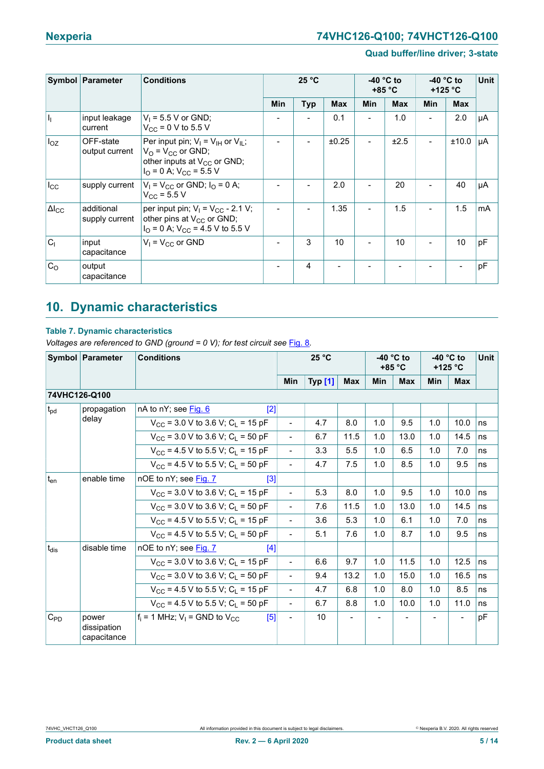| Symbol | Parameter | Conditions | 25 °C | | | -40 °C to +85 °C | | -40 °C to +125 °C | | Unit |
|---|---|---|---|---|---|---|---|---|---|---|
| | | | Min | Typ | Max | Min | Max | Min | Max | |
| $I_I$ | input leakage current | $V_I$ = 5.5 V or GND; $V_{CC}$ = 0 V to 5.5 V | - | - | 0.1 | - | 1.0 | - | 2.0 | μA |
| $I_{OZ}$ | OFF-state output current | Per input pin; $V_I = V_{IH}$ or $V_{IL}$; $V_O = V_{CC}$ or GND; other inputs at $V_{CC}$ or GND; $I_O$ = 0 A; $V_{CC}$ = 5.5 V | - | - | ±0.25 | - | ±2.5 | - | ±10.0 | μA |
| $I_{CC}$ | supply current | $V_I = V_{CC}$ or GND; $I_O$ = 0 A; $V_{CC}$ = 5.5 V | - | - | 2.0 | - | 20 | - | 40 | μA |
| $\Delta I_{CC}$ | additional supply current | per input pin; $V_I = V_{CC}$ - 2.1 V; other pins at $V_{CC}$ or GND; $I_O$ = 0 A; $V_{CC}$ = 4.5 V to 5.5 V | - | - | 1.35 | - | 1.5 | - | 1.5 | mA |
| $C_I$ | input capacitance | $V_I = V_{CC}$ or GND | - | 3 | 10 | - | 10 | - | 10 | pF |
| $C_O$ | output capacitance | | - | 4 | - | - | - | - | - | pF |

## 10. Dynamic characteristics

**Table 7. Dynamic characteristics**

*Voltages are referenced to GND (ground = 0 V); for test circuit see Fig. 8.*

| Symbol | Parameter | Conditions | 25 °C | | | -40 °C to +85 °C | | -40 °C to +125 °C | | Unit |
|---|---|---|---|---|---|---|---|---|---|---|
| | | | Min | Typ [1] | Max | Min | Max | Min | Max | |
| **74VHC126-Q100** | | | | | | | | | | |
| $t_{pd}$ | propagation delay | nA to nY; see Fig. 6 [2] | | | | | | | | |
| | | $V_{CC}$ = 3.0 V to 3.6 V; $C_L$ = 15 pF | - | 4.7 | 8.0 | 1.0 | 9.5 | 1.0 | 10.0 | ns |
| | | $V_{CC}$ = 3.0 V to 3.6 V; $C_L$ = 50 pF | - | 6.7 | 11.5 | 1.0 | 13.0 | 1.0 | 14.5 | ns |
| | | $V_{CC}$ = 4.5 V to 5.5 V; $C_L$ = 15 pF | - | 3.3 | 5.5 | 1.0 | 6.5 | 1.0 | 7.0 | ns |
| | | $V_{CC}$ = 4.5 V to 5.5 V; $C_L$ = 50 pF | - | 4.7 | 7.5 | 1.0 | 8.5 | 1.0 | 9.5 | ns |
| $t_{en}$ | enable time | nOE to nY; see Fig. 7 [3] | | | | | | | | |
| | | $V_{CC}$ = 3.0 V to 3.6 V; $C_L$ = 15 pF | - | 5.3 | 8.0 | 1.0 | 9.5 | 1.0 | 10.0 | ns |
| | | $V_{CC}$ = 3.0 V to 3.6 V; $C_L$ = 50 pF | - | 7.6 | 11.5 | 1.0 | 13.0 | 1.0 | 14.5 | ns |
| | | $V_{CC}$ = 4.5 V to 5.5 V; $C_L$ = 15 pF | - | 3.6 | 5.3 | 1.0 | 6.1 | 1.0 | 7.0 | ns |
| | | $V_{CC}$ = 4.5 V to 5.5 V; $C_L$ = 50 pF | - | 5.1 | 7.6 | 1.0 | 8.7 | 1.0 | 9.5 | ns |
| $t_{dis}$ | disable time | nOE to nY; see Fig. 7 [4] | | | | | | | | |
| | | $V_{CC}$ = 3.0 V to 3.6 V; $C_L$ = 15 pF | - | 6.6 | 9.7 | 1.0 | 11.5 | 1.0 | 12.5 | ns |
| | | $V_{CC}$ = 3.0 V to 3.6 V; $C_L$ = 50 pF | - | 9.4 | 13.2 | 1.0 | 15.0 | 1.0 | 16.5 | ns |
| | | $V_{CC}$ = 4.5 V to 5.5 V; $C_L$ = 15 pF | - | 4.7 | 6.8 | 1.0 | 8.0 | 1.0 | 8.5 | ns |
| | | $V_{CC}$ = 4.5 V to 5.5 V; $C_L$ = 50 pF | - | 6.7 | 8.8 | 1.0 | 10.0 | 1.0 | 11.0 | ns |
| $C_{PD}$ | power dissipation capacitance | $f_i$ = 1 MHz; $V_I$ = GND to $V_{CC}$ [5] | - | 10 | - | - | - | - | - | pF |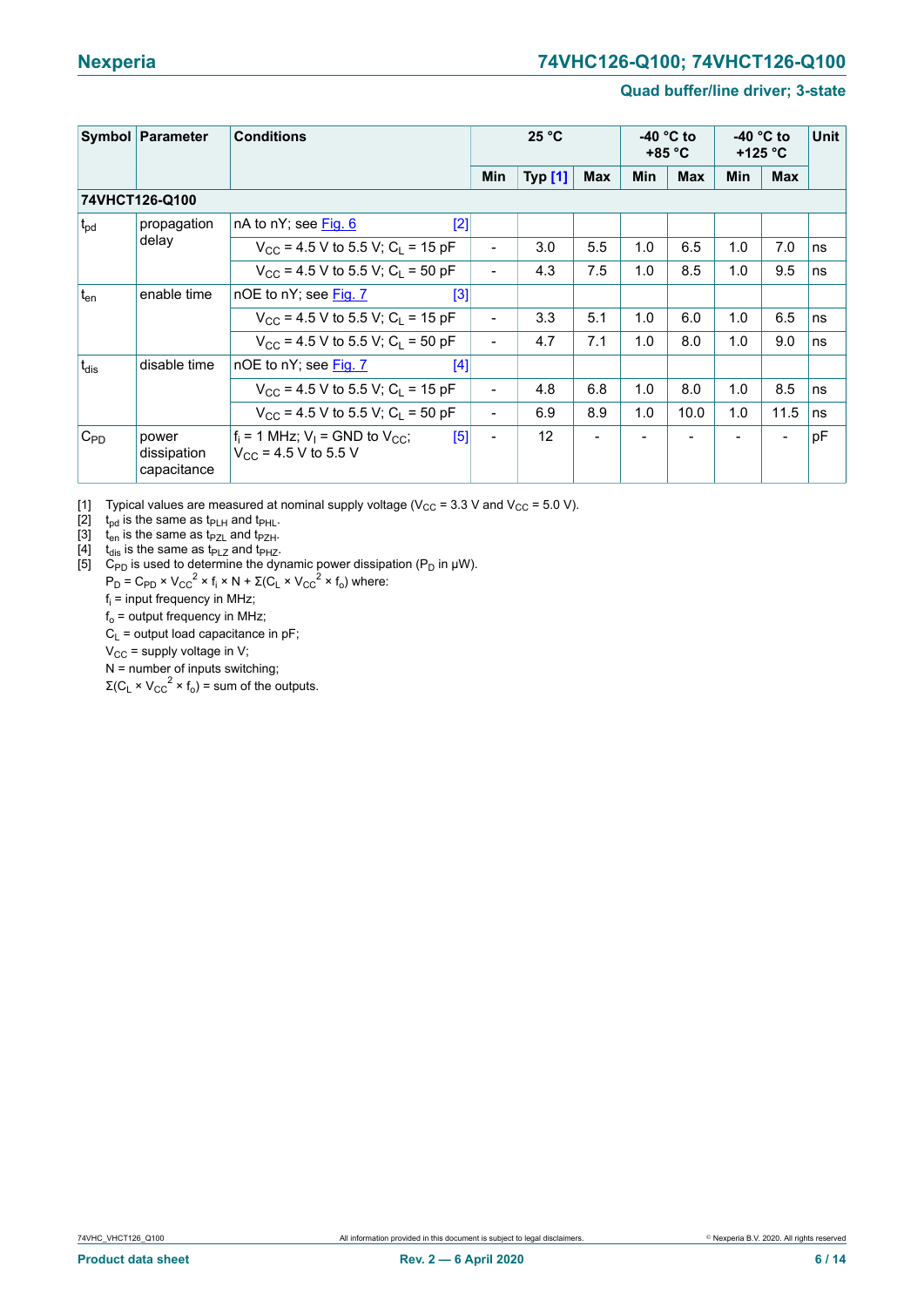| Symbol | Parameter | Conditions | | 25 °C | | | -40 °C to +85 °C | | -40 °C to +125 °C | | Unit |
|---|---|---|---|---|---|---|---|---|---|---|---|
| | | | | Min | Typ [1] | Max | Min | Max | Min | Max | |
| **74VHCT126-Q100** | | | | | | | | | | | |
| $t_{pd}$ | propagation delay | nA to nY; see Fig. 6 | [2] | | | | | | | | |
| | | $V_{CC}$ = 4.5 V to 5.5 V; $C_L$ = 15 pF | | - | 3.0 | 5.5 | 1.0 | 6.5 | 1.0 | 7.0 | ns |
| | | $V_{CC}$ = 4.5 V to 5.5 V; $C_L$ = 50 pF | | - | 4.3 | 7.5 | 1.0 | 8.5 | 1.0 | 9.5 | ns |
| $t_{en}$ | enable time | nOE to nY; see Fig. 7 | [3] | | | | | | | | |
| | | $V_{CC}$ = 4.5 V to 5.5 V; $C_L$ = 15 pF | | - | 3.3 | 5.1 | 1.0 | 6.0 | 1.0 | 6.5 | ns |
| | | $V_{CC}$ = 4.5 V to 5.5 V; $C_L$ = 50 pF | | - | 4.7 | 7.1 | 1.0 | 8.0 | 1.0 | 9.0 | ns |
| $t_{dis}$ | disable time | nOE to nY; see Fig. 7 | [4] | | | | | | | | |
| | | $V_{CC}$ = 4.5 V to 5.5 V; $C_L$ = 15 pF | | - | 4.8 | 6.8 | 1.0 | 8.0 | 1.0 | 8.5 | ns |
| | | $V_{CC}$ = 4.5 V to 5.5 V; $C_L$ = 50 pF | | - | 6.9 | 8.9 | 1.0 | 10.0 | 1.0 | 11.5 | ns |
| $C_{PD}$ | power dissipation capacitance | $f_i$ = 1 MHz; $V_I$ = GND to $V_{CC}$; $V_{CC}$ = 4.5 V to 5.5 V | [5] | - | 12 | - | - | - | - | - | pF |

[1] Typical values are measured at nominal supply voltage ($V_{CC}$ = 3.3 V and $V_{CC}$ = 5.0 V).

[2] $t_{pd}$ is the same as $t_{PLH}$ and $t_{PHL}$.

[3] $t_{en}$ is the same as $t_{PZL}$ and $t_{PZH}$.

[4] $t_{dis}$ is the same as $t_{PLZ}$ and $t_{PHZ}$.

[5] $C_{PD}$ is used to determine the dynamic power dissipation ($P_D$ in μW).

$P_D = C_{PD} \times V_{CC}^2 \times f_i \times N + \Sigma(C_L \times V_{CC}^2 \times f_o)$ where:

$f_i$ = input frequency in MHz;

$f_o$ = output frequency in MHz;

$C_L$ = output load capacitance in pF;

$V_{CC}$ = supply voltage in V;

N = number of inputs switching;

$\Sigma(C_L \times V_{CC}^2 \times f_o)$ = sum of the outputs.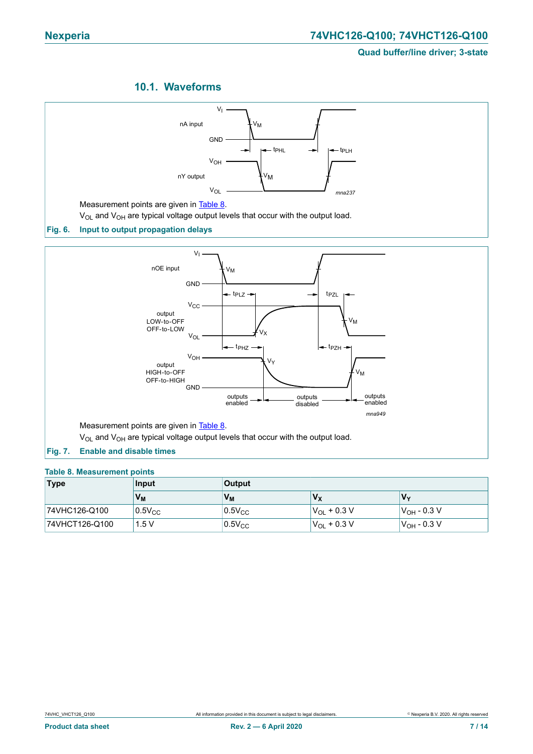## 10.1. Waveforms

Measurement points are given in Table 8.

$V_{OL}$ and $V_{OH}$ are typical voltage output levels that occur with the output load.

**Fig. 6. Input to output propagation delays**

Measurement points are given in Table 8.

$V_{OL}$ and $V_{OH}$ are typical voltage output levels that occur with the output load.

**Fig. 7. Enable and disable times**

**Table 8. Measurement points**

| Type | Input | Output | | |
|---|---|---|---|---|
| | $V_M$ | $V_M$ | $V_X$ | $V_Y$ |
| 74VHC126-Q100 | $0.5V_{CC}$ | $0.5V_{CC}$ | $V_{OL}$ + 0.3 V | $V_{OH}$ - 0.3 V |
| 74VHCT126-Q100 | 1.5 V | $0.5V_{CC}$ | $V_{OL}$ + 0.3 V | $V_{OH}$ - 0.3 V |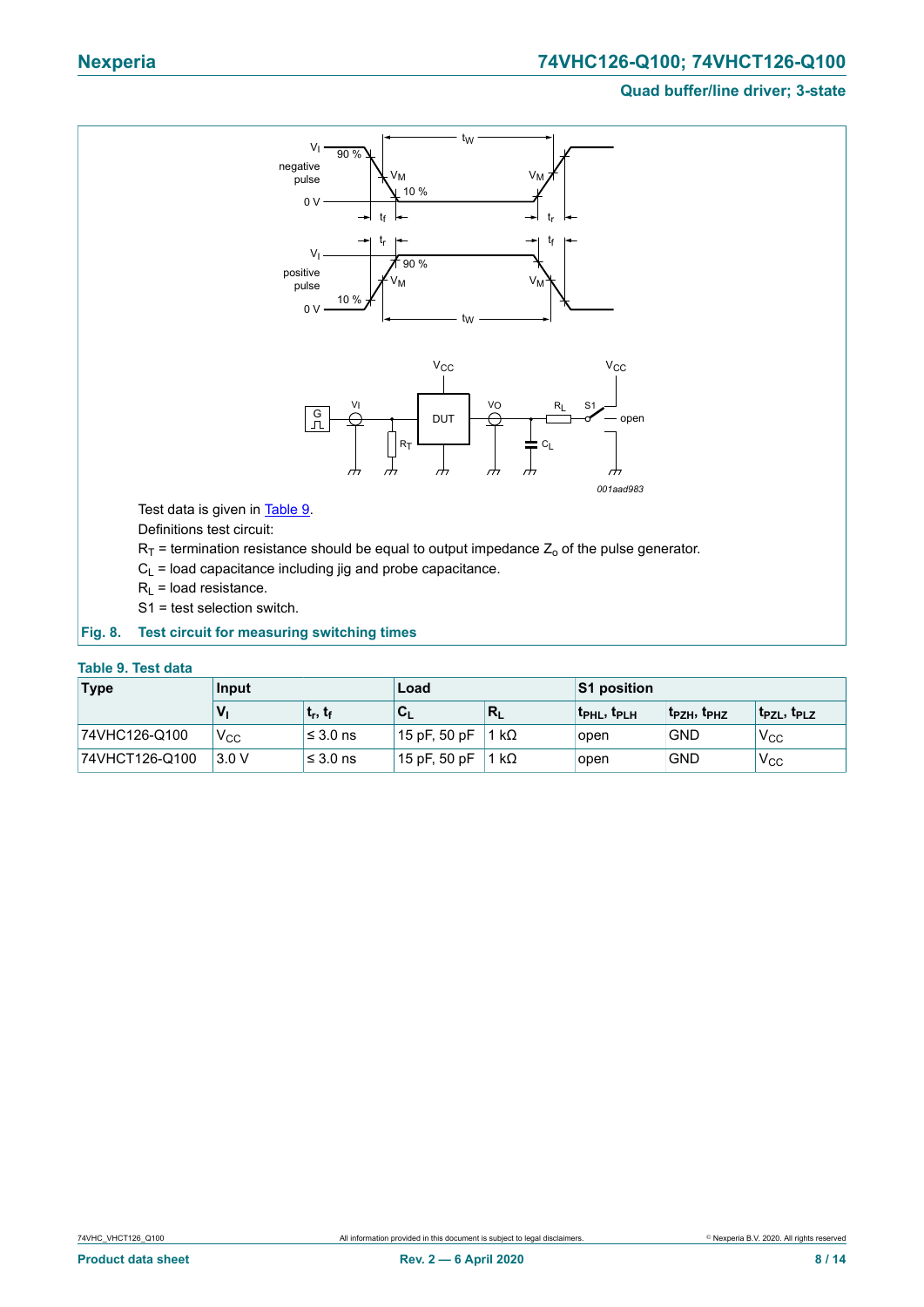Test data is given in Table 9.

Definitions test circuit:

$R_T$ = termination resistance should be equal to output impedance $Z_o$ of the pulse generator.

$C_L$ = load capacitance including jig and probe capacitance.

$R_L$ = load resistance.

S1 = test selection switch.

**Fig. 8. Test circuit for measuring switching times**

**Table 9. Test data**

| Type | Input | | Load | | S1 position | | |
|---|---|---|---|---|---|---|---|
| | $V_I$ | $t_r$, $t_f$ | $C_L$ | $R_L$ | $t_{PHL}$, $t_{PLH}$ | $t_{PZH}$, $t_{PHZ}$ | $t_{PZL}$, $t_{PLZ}$ |
| 74VHC126-Q100 | $V_{CC}$ | ≤ 3.0 ns | 15 pF, 50 pF | 1 kΩ | open | GND | $V_{CC}$ |
| 74VHCT126-Q100 | 3.0 V | ≤ 3.0 ns | 15 pF, 50 pF | 1 kΩ | open | GND | $V_{CC}$ |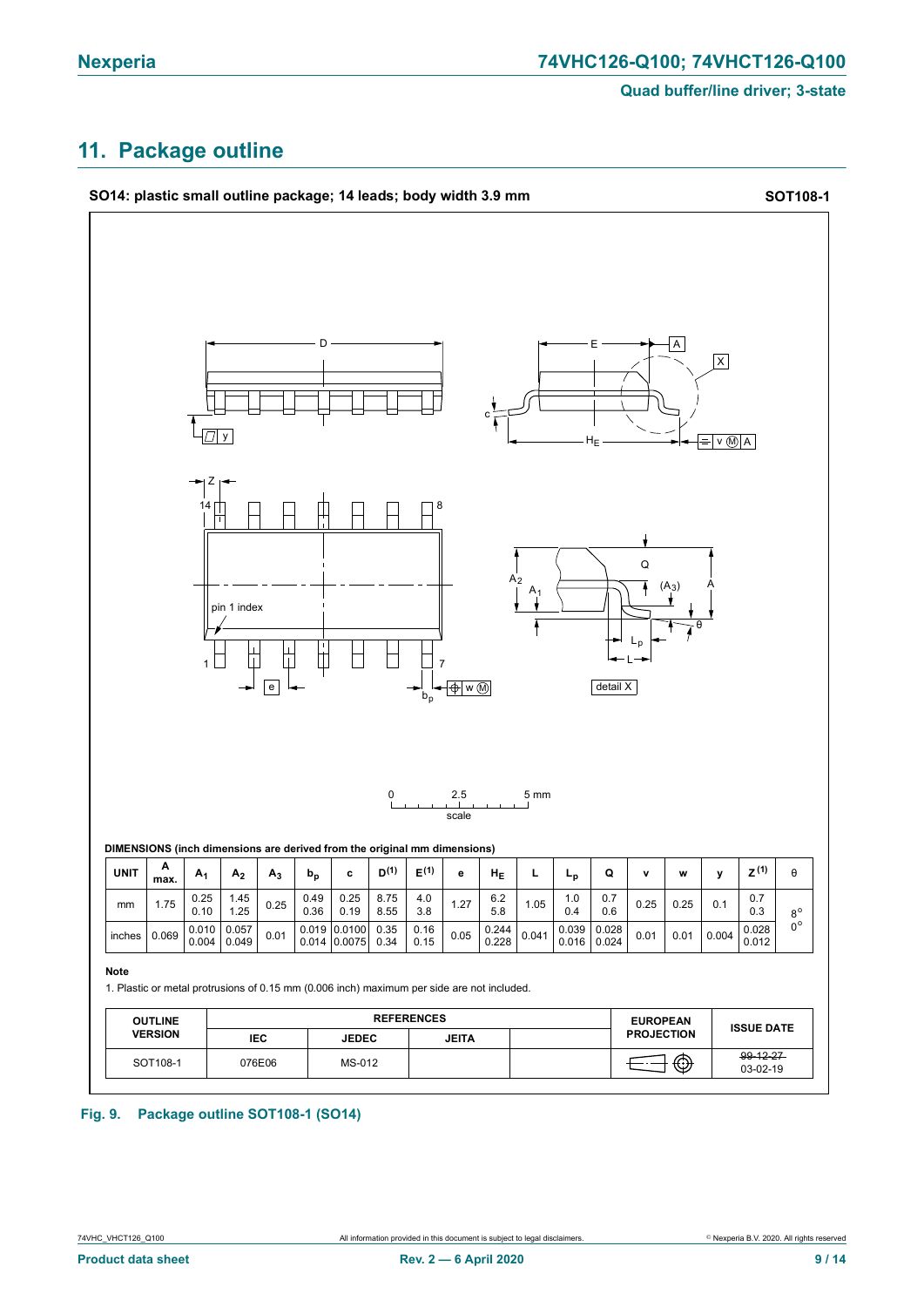## 11. Package outline

**SO14: plastic small outline package; 14 leads; body width 3.9 mm** **SOT108-1**

DIMENSIONS (inch dimensions are derived from the original mm dimensions)

| UNIT | A max. | $A_1$ | $A_2$ | $A_3$ | $b_p$ | c | $D^{(1)}$ | $E^{(1)}$ | e | $H_E$ | L | $L_p$ | Q | v | w | y | $Z^{(1)}$ | θ |
|---|---|---|---|---|---|---|---|---|---|---|---|---|---|---|---|---|---|---|
| mm | 1.75 | 0.25<br>0.10 | 1.45<br>1.25 | 0.25 | 0.49<br>0.36 | 0.25<br>0.19 | 8.75<br>8.55 | 4.0<br>3.8 | 1.27 | 6.2<br>5.8 | 1.05 | 1.0<br>0.4 | 0.7<br>0.6 | 0.25 | 0.25 | 0.1 | 0.7<br>0.3 | 8°<br>0° |
| inches | 0.069 | 0.010<br>0.004 | 0.057<br>0.049 | 0.01 | 0.019<br>0.014 | 0.0100<br>0.0075 | 0.35<br>0.34 | 0.16<br>0.15 | 0.05 | 0.244<br>0.228 | 0.041 | 0.039<br>0.016 | 0.028<br>0.024 | 0.01 | 0.01 | 0.004 | 0.028<br>0.012 | |

**Note**

1. Plastic or metal protrusions of 0.15 mm (0.006 inch) maximum per side are not included.

| OUTLINE VERSION | REFERENCES | | | | EUROPEAN PROJECTION | ISSUE DATE |
|---|---|---|---|---|---|---|
| | IEC | JEDEC | JEITA | | | |
| SOT108-1 | 076E06 | MS-012 | | | | ~~99-12-27~~<br>03-02-19 |

**Fig. 9. Package outline SOT108-1 (SO14)**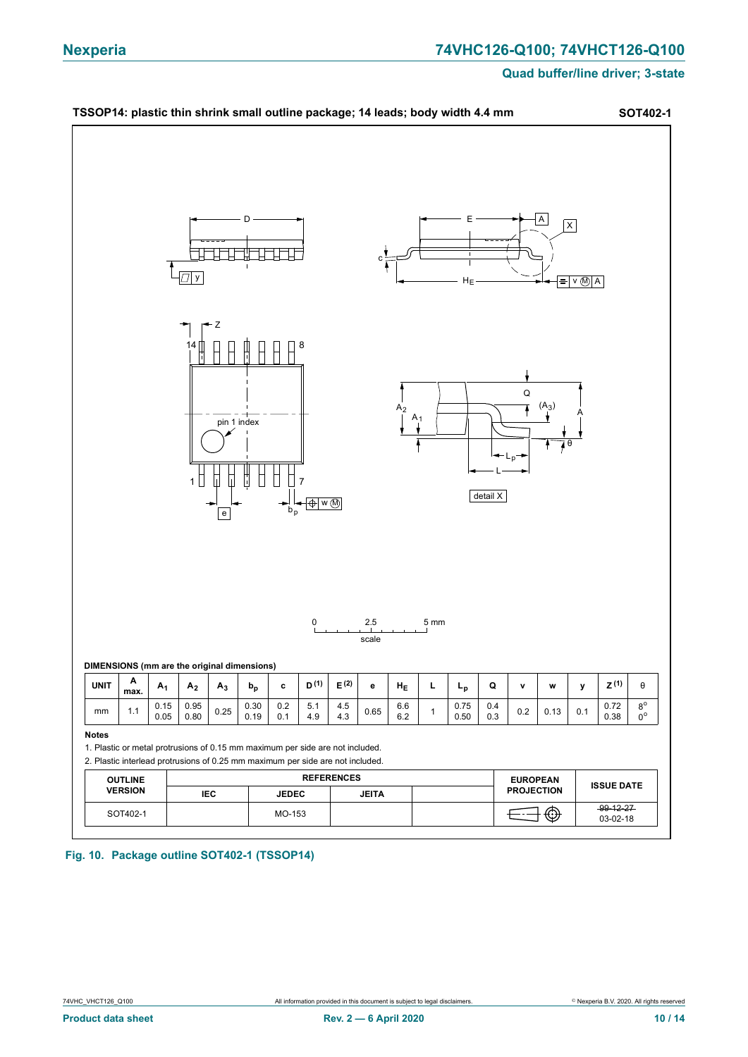TSSOP14: plastic thin shrink small outline package; 14 leads; body width 4.4 mm **SOT402-1**

DIMENSIONS (mm are the original dimensions)

| UNIT | A max. | $A_1$ | $A_2$ | $A_3$ | $b_p$ | c | D (1) | E (2) | e | $H_E$ | L | $L_p$ | Q | v | w | y | Z (1) | θ |
|---|---|---|---|---|---|---|---|---|---|---|---|---|---|---|---|---|---|---|
| mm | 1.1 | 0.15<br>0.05 | 0.95<br>0.80 | 0.25 | 0.30<br>0.19 | 0.2<br>0.1 | 5.1<br>4.9 | 4.5<br>4.3 | 0.65 | 6.6<br>6.2 | 1 | 0.75<br>0.50 | 0.4<br>0.3 | 0.2 | 0.13 | 0.1 | 0.72<br>0.38 | 8°<br>0° |

**Notes**

1. Plastic or metal protrusions of 0.15 mm maximum per side are not included.
2. Plastic interlead protrusions of 0.25 mm maximum per side are not included.

| OUTLINE VERSION | REFERENCES | | | | EUROPEAN PROJECTION | ISSUE DATE |
|---|---|---|---|---|---|---|
| | IEC | JEDEC | JEITA | | | |
| SOT402-1 | | MO-153 | | | | ~~99-12-27~~<br>03-02-18 |

**Fig. 10. Package outline SOT402-1 (TSSOP14)**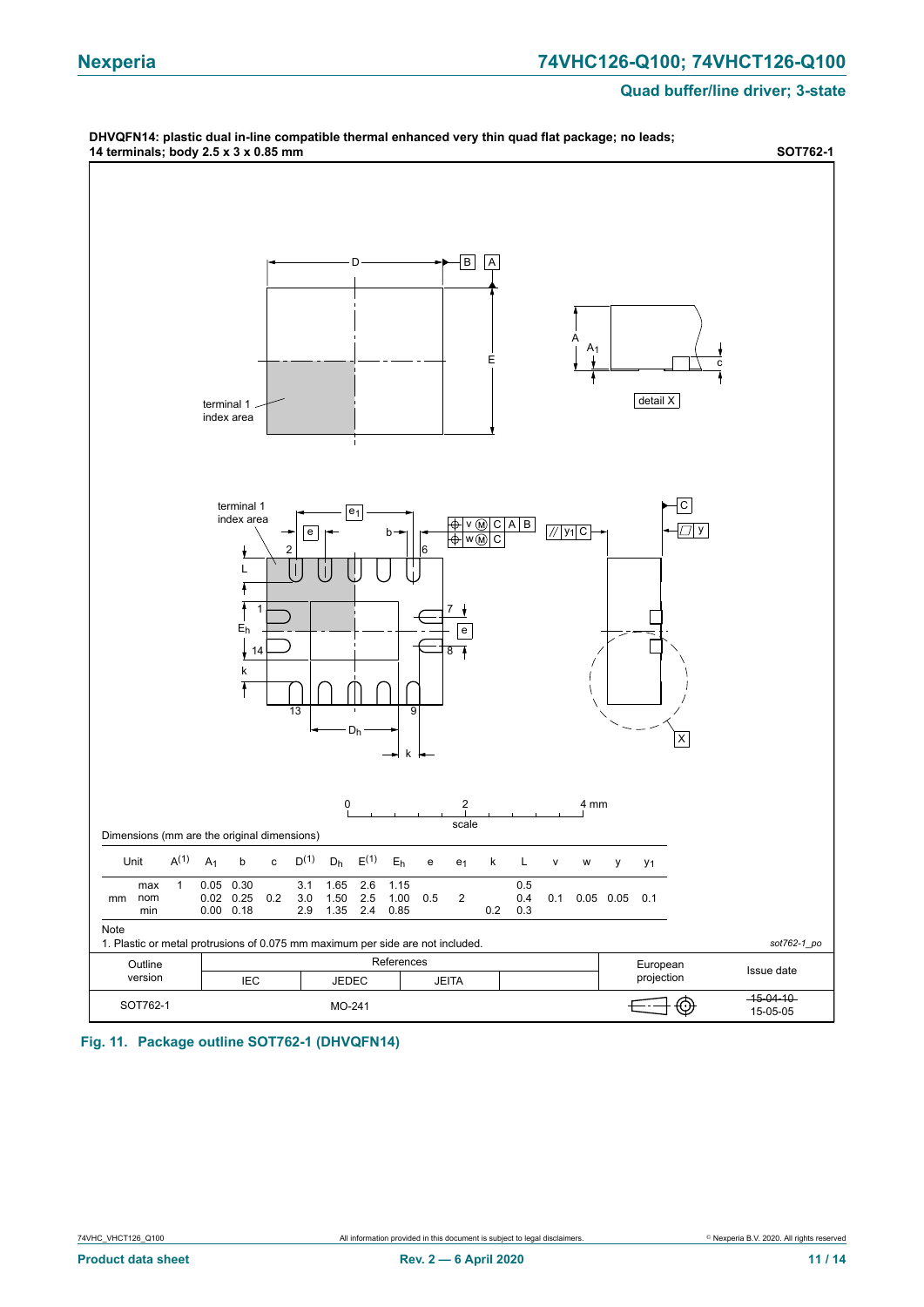**DHVQFN14: plastic dual in-line compatible thermal enhanced very thin quad flat package; no leads; 14 terminals; body 2.5 x 3 x 0.85 mm** **SOT762-1**

Dimensions (mm are the original dimensions)

| Unit | | $A^{(1)}$ | $A_1$ | b | c | $D^{(1)}$ | $D_h$ | $E^{(1)}$ | $E_h$ | e | $e_1$ | k | L | v | w | y | $y_1$ |
|---|---|---|---|---|---|---|---|---|---|---|---|---|---|---|---|---|---|
| mm | max | 1 | 0.05 | 0.30 | | 3.1 | 1.65 | 2.6 | 1.15 | | | | 0.5 | | | | |
| | nom | | 0.02 | 0.25 | 0.2 | 3.0 | 1.50 | 2.5 | 1.00 | 0.5 | 2 | | 0.4 | 0.1 | 0.05 | 0.05 | 0.1 |
| | min | | 0.00 | 0.18 | | 2.9 | 1.35 | 2.4 | 0.85 | | | 0.2 | 0.3 | | | | |

Note

1. Plastic or metal protrusions of 0.075 mm maximum per side are not included.

*sot762-1_po*

| Outline version | References IEC | References JEDEC | References JEITA | | European projection | Issue date |
|---|---|---|---|---|---|---|
| SOT762-1 | | MO-241 | | | | ~~15-04-10~~ 15-05-05 |

**Fig. 11. Package outline SOT762-1 (DHVQFN14)**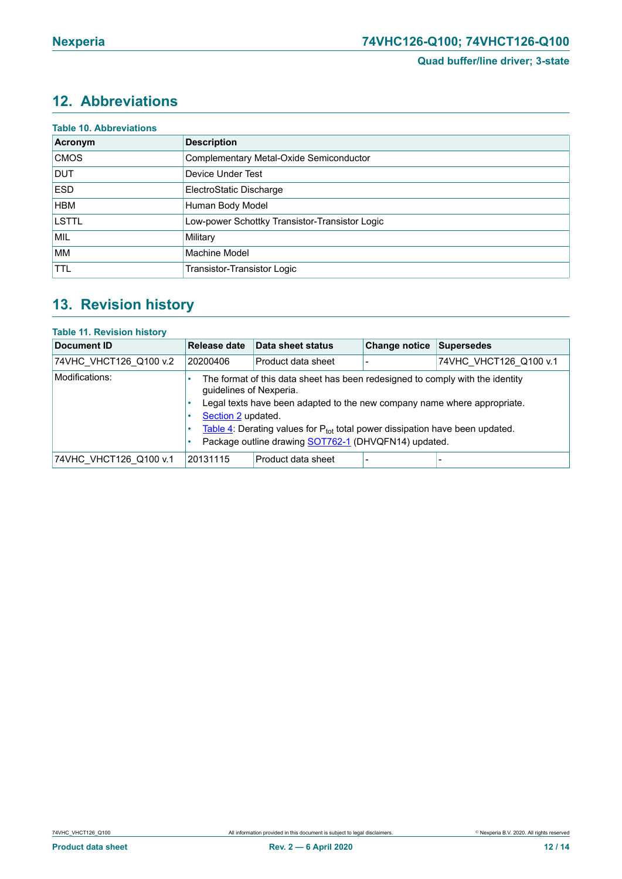## 12. Abbreviations

**Table 10. Abbreviations**

| Acronym | Description |
|---|---|
| CMOS | Complementary Metal-Oxide Semiconductor |
| DUT | Device Under Test |
| ESD | ElectroStatic Discharge |
| HBM | Human Body Model |
| LSTTL | Low-power Schottky Transistor-Transistor Logic |
| MIL | Military |
| MM | Machine Model |
| TTL | Transistor-Transistor Logic |

## 13. Revision history

**Table 11. Revision history**

| Document ID | Release date | Data sheet status | Change notice | Supersedes |
|---|---|---|---|---|
| 74VHC_VHCT126_Q100 v.2 | 20200406 | Product data sheet | - | 74VHC_VHCT126_Q100 v.1 |
| Modifications: | • The format of this data sheet has been redesigned to comply with the identity guidelines of Nexperia.<br>• Legal texts have been adapted to the new company name where appropriate.<br>• Section 2 updated.<br>• Table 4: Derating values for $P_{tot}$ total power dissipation have been updated.<br>• Package outline drawing SOT762-1 (DHVQFN14) updated. | | | |
| 74VHC_VHCT126_Q100 v.1 | 20131115 | Product data sheet | - | - |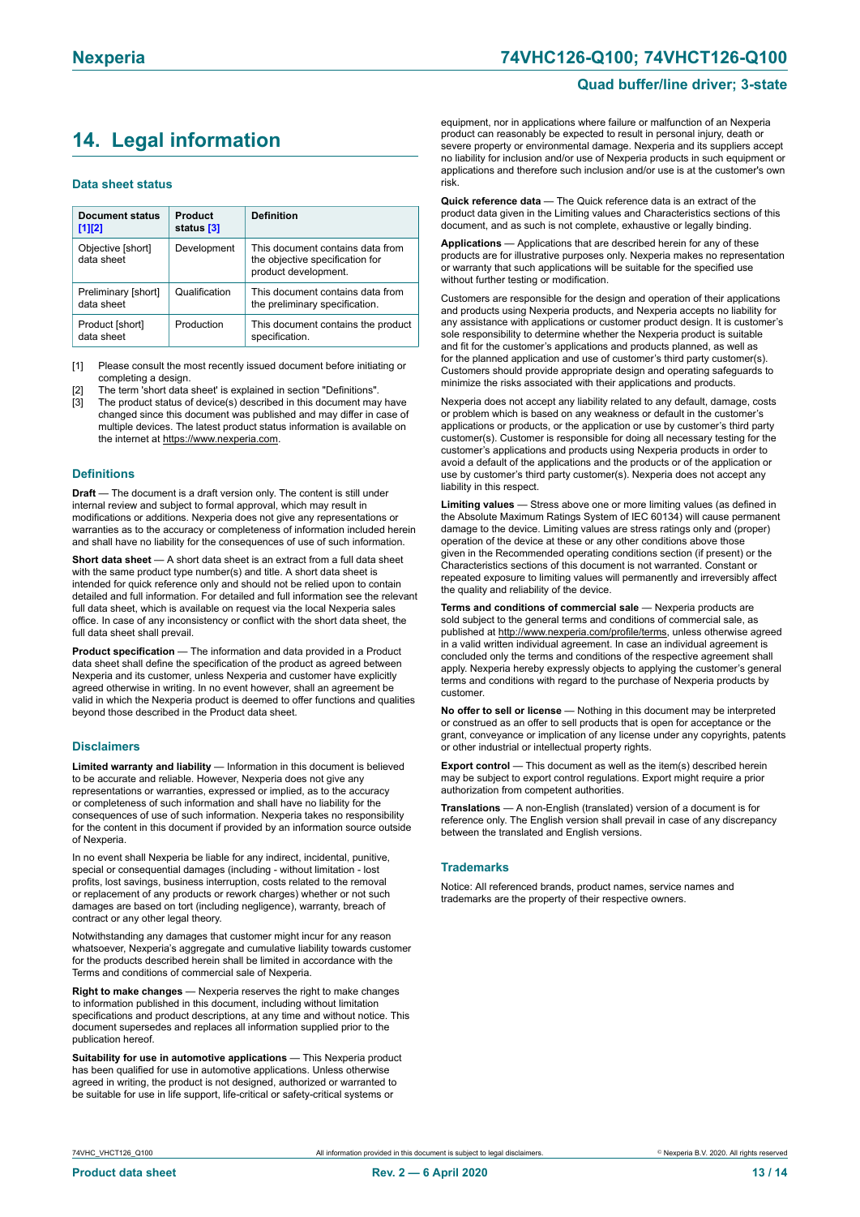## 14. Legal information

### Data sheet status

| Document status [1][2] | Product status [3] | Definition |
|---|---|---|
| Objective [short] data sheet | Development | This document contains data from the objective specification for product development. |
| Preliminary [short] data sheet | Qualification | This document contains data from the preliminary specification. |
| Product [short] data sheet | Production | This document contains the product specification. |

[1] Please consult the most recently issued document before initiating or completing a design.
[2] The term 'short data sheet' is explained in section "Definitions".
[3] The product status of device(s) described in this document may have changed since this document was published and may differ in case of multiple devices. The latest product status information is available on the internet at https://www.nexperia.com.

### Definitions

**Draft** — The document is a draft version only. The content is still under internal review and subject to formal approval, which may result in modifications or additions. Nexperia does not give any representations or warranties as to the accuracy or completeness of information included herein and shall have no liability for the consequences of use of such information.

**Short data sheet** — A short data sheet is an extract from a full data sheet with the same product type number(s) and title. A short data sheet is intended for quick reference only and should not be relied upon to contain detailed and full information. For detailed and full information see the relevant full data sheet, which is available on request via the local Nexperia sales office. In case of any inconsistency or conflict with the short data sheet, the full data sheet shall prevail.

**Product specification** — The information and data provided in a Product data sheet shall define the specification of the product as agreed between Nexperia and its customer, unless Nexperia and customer have explicitly agreed otherwise in writing. In no event however, shall an agreement be valid in which the Nexperia product is deemed to offer functions and qualities beyond those described in the Product data sheet.

### Disclaimers

**Limited warranty and liability** — Information in this document is believed to be accurate and reliable. However, Nexperia does not give any representations or warranties, expressed or implied, as to the accuracy or completeness of such information and shall have no liability for the consequences of use of such information. Nexperia takes no responsibility for the content in this document if provided by an information source outside of Nexperia.

In no event shall Nexperia be liable for any indirect, incidental, punitive, special or consequential damages (including - without limitation - lost profits, lost savings, business interruption, costs related to the removal or replacement of any products or rework charges) whether or not such damages are based on tort (including negligence), warranty, breach of contract or any other legal theory.

Notwithstanding any damages that customer might incur for any reason whatsoever, Nexperia's aggregate and cumulative liability towards customer for the products described herein shall be limited in accordance with the Terms and conditions of commercial sale of Nexperia.

**Right to make changes** — Nexperia reserves the right to make changes to information published in this document, including without limitation specifications and product descriptions, at any time and without notice. This document supersedes and replaces all information supplied prior to the publication hereof.

**Suitability for use in automotive applications** — This Nexperia product has been qualified for use in automotive applications. Unless otherwise agreed in writing, the product is not designed, authorized or warranted to be suitable for use in life support, life-critical or safety-critical systems or equipment, nor in applications where failure or malfunction of an Nexperia product can reasonably be expected to result in personal injury, death or severe property or environmental damage. Nexperia and its suppliers accept no liability for inclusion and/or use of Nexperia products in such equipment or applications and therefore such inclusion and/or use is at the customer's own risk.

**Quick reference data** — The Quick reference data is an extract of the product data given in the Limiting values and Characteristics sections of this document, and as such is not complete, exhaustive or legally binding.

**Applications** — Applications that are described herein for any of these products are for illustrative purposes only. Nexperia makes no representation or warranty that such applications will be suitable for the specified use without further testing or modification.

Customers are responsible for the design and operation of their applications and products using Nexperia products, and Nexperia accepts no liability for any assistance with applications or customer product design. It is customer's sole responsibility to determine whether the Nexperia product is suitable and fit for the customer's applications and products planned, as well as for the planned application and use of customer's third party customer(s). Customers should provide appropriate design and operating safeguards to minimize the risks associated with their applications and products.

Nexperia does not accept any liability related to any default, damage, costs or problem which is based on any weakness or default in the customer's applications or products, or the application or use by customer's third party customer(s). Customer is responsible for doing all necessary testing for the customer's applications and products using Nexperia products in order to avoid a default of the applications and the products or of the application or use by customer's third party customer(s). Nexperia does not accept any liability in this respect.

**Limiting values** — Stress above one or more limiting values (as defined in the Absolute Maximum Ratings System of IEC 60134) will cause permanent damage to the device. Limiting values are stress ratings only and (proper) operation of the device at these or any other conditions above those given in the Recommended operating conditions section (if present) or the Characteristics sections of this document is not warranted. Constant or repeated exposure to limiting values will permanently and irreversibly affect the quality and reliability of the device.

**Terms and conditions of commercial sale** — Nexperia products are sold subject to the general terms and conditions of commercial sale, as published at http://www.nexperia.com/profile/terms, unless otherwise agreed in a valid written individual agreement. In case an individual agreement is concluded only the terms and conditions of the respective agreement shall apply. Nexperia hereby expressly objects to applying the customer's general terms and conditions with regard to the purchase of Nexperia products by customer.

**No offer to sell or license** — Nothing in this document may be interpreted or construed as an offer to sell products that is open for acceptance or the grant, conveyance or implication of any license under any copyrights, patents or other industrial or intellectual property rights.

**Export control** — This document as well as the item(s) described herein may be subject to export control regulations. Export might require a prior authorization from competent authorities.

**Translations** — A non-English (translated) version of a document is for reference only. The English version shall prevail in case of any discrepancy between the translated and English versions.

### Trademarks

Notice: All referenced brands, product names, service names and trademarks are the property of their respective owners.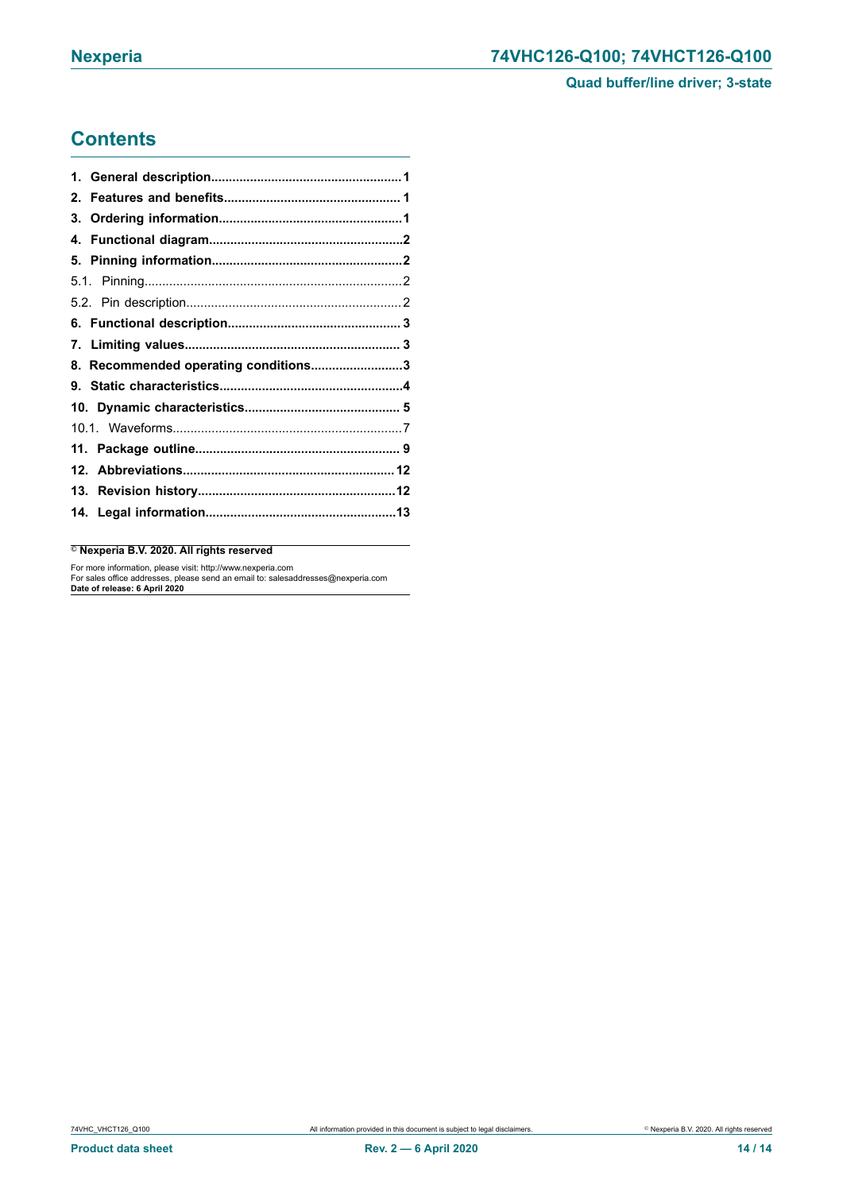## Contents

**1. General description.....................................................1**
**2. Features and benefits.................................................1**
**3. Ordering information...................................................1**
**4. Functional diagram......................................................2**
**5. Pinning information.....................................................2**
5.1. Pinning........................................................................2
5.2. Pin description............................................................2
**6. Functional description................................................3**
**7. Limiting values............................................................3**
**8. Recommended operating conditions..........................3**
**9. Static characteristics...................................................4**
**10. Dynamic characteristics...........................................5**
10.1. Waveforms................................................................7
**11. Package outline.........................................................9**
**12. Abbreviations...........................................................12**
**13. Revision history.......................................................12**
**14. Legal information.....................................................13**

**© Nexperia B.V. 2020. All rights reserved**

For more information, please visit: http://www.nexperia.com
For sales office addresses, please send an email to: salesaddresses@nexperia.com
**Date of release: 6 April 2020**